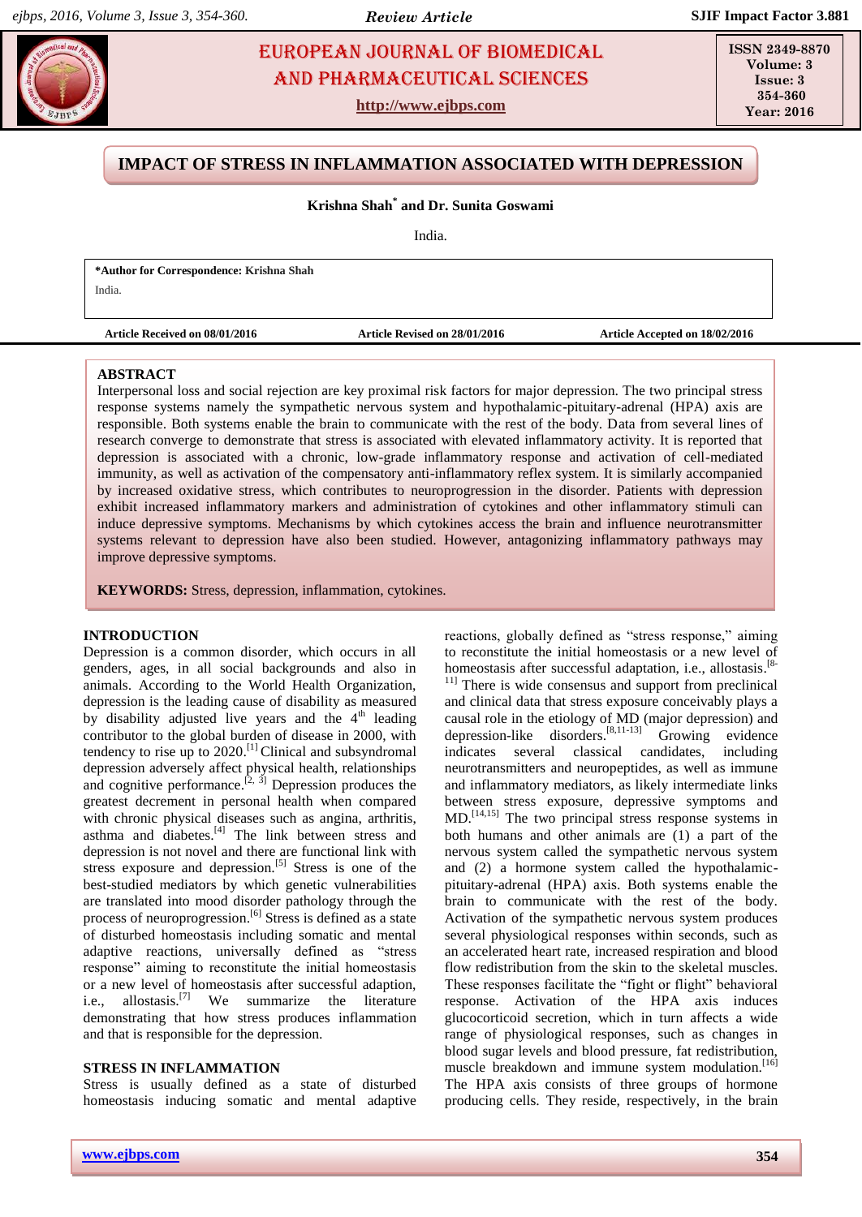# IMPACT OF STRESS IN INFLAMMATION ASSOCIATED WITH DEPRESSION

**Krishna Shah\* and Dr. Sunita Goswami**

India.

**\*Author for Correspondence: Krishna Shah**
India.

**Article Received on 08/01/2016** **Article Revised on 28/01/2016** **Article Accepted on 18/02/2016**

## ABSTRACT

Interpersonal loss and social rejection are key proximal risk factors for major depression. The two principal stress response systems namely the sympathetic nervous system and hypothalamic-pituitary-adrenal (HPA) axis are responsible. Both systems enable the brain to communicate with the rest of the body. Data from several lines of research converge to demonstrate that stress is associated with elevated inflammatory activity. It is reported that depression is associated with a chronic, low-grade inflammatory response and activation of cell-mediated immunity, as well as activation of the compensatory anti-inflammatory reflex system. It is similarly accompanied by increased oxidative stress, which contributes to neuroprogression in the disorder. Patients with depression exhibit increased inflammatory markers and administration of cytokines and other inflammatory stimuli can induce depressive symptoms. Mechanisms by which cytokines access the brain and influence neurotransmitter systems relevant to depression have also been studied. However, antagonizing inflammatory pathways may improve depressive symptoms.

**KEYWORDS:** Stress, depression, inflammation, cytokines.

## INTRODUCTION

Depression is a common disorder, which occurs in all genders, ages, in all social backgrounds and also in animals. According to the World Health Organization, depression is the leading cause of disability as measured by disability adjusted live years and the 4th leading contributor to the global burden of disease in 2000, with tendency to rise up to 2020.[1] Clinical and subsyndromal depression adversely affect physical health, relationships and cognitive performance.[2, 3] Depression produces the greatest decrement in personal health when compared with chronic physical diseases such as angina, arthritis, asthma and diabetes.[4] The link between stress and depression is not novel and there are functional link with stress exposure and depression.[5] Stress is one of the best-studied mediators by which genetic vulnerabilities are translated into mood disorder pathology through the process of neuroprogression.[6] Stress is defined as a state of disturbed homeostasis including somatic and mental adaptive reactions, universally defined as "stress response" aiming to reconstitute the initial homeostasis or a new level of homeostasis after successful adaption, i.e., allostasis.[7] We summarize the literature demonstrating that how stress produces inflammation and that is responsible for the depression.

## STRESS IN INFLAMMATION

Stress is usually defined as a state of disturbed homeostasis inducing somatic and mental adaptive reactions, globally defined as "stress response," aiming to reconstitute the initial homeostasis or a new level of homeostasis after successful adaptation, i.e., allostasis.[8-11] There is wide consensus and support from preclinical and clinical data that stress exposure conceivably plays a causal role in the etiology of MD (major depression) and depression-like disorders.[8,11-13] Growing evidence indicates several classical candidates, including neurotransmitters and neuropeptides, as well as immune and inflammatory mediators, as likely intermediate links between stress exposure, depressive symptoms and MD.[14,15] The two principal stress response systems in both humans and other animals are (1) a part of the nervous system called the sympathetic nervous system and (2) a hormone system called the hypothalamic-pituitary-adrenal (HPA) axis. Both systems enable the brain to communicate with the rest of the body. Activation of the sympathetic nervous system produces several physiological responses within seconds, such as an accelerated heart rate, increased respiration and blood flow redistribution from the skin to the skeletal muscles. These responses facilitate the "fight or flight" behavioral response. Activation of the HPA axis induces glucocorticoid secretion, which in turn affects a wide range of physiological responses, such as changes in blood sugar levels and blood pressure, fat redistribution, muscle breakdown and immune system modulation.[16] The HPA axis consists of three groups of hormone producing cells. They reside, respectively, in the brain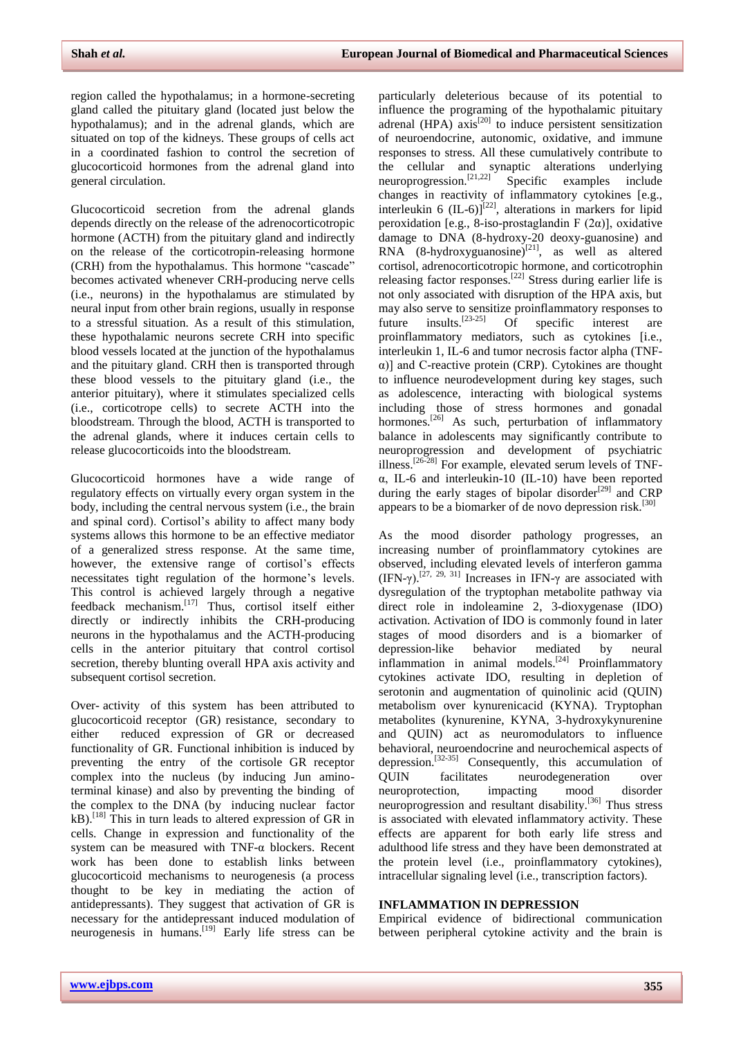region called the hypothalamus; in a hormone-secreting gland called the pituitary gland (located just below the hypothalamus); and in the adrenal glands, which are situated on top of the kidneys. These groups of cells act in a coordinated fashion to control the secretion of glucocorticoid hormones from the adrenal gland into general circulation.

Glucocorticoid secretion from the adrenal glands depends directly on the release of the adrenocorticotropic hormone (ACTH) from the pituitary gland and indirectly on the release of the corticotropin-releasing hormone (CRH) from the hypothalamus. This hormone "cascade" becomes activated whenever CRH-producing nerve cells (i.e., neurons) in the hypothalamus are stimulated by neural input from other brain regions, usually in response to a stressful situation. As a result of this stimulation, these hypothalamic neurons secrete CRH into specific blood vessels located at the junction of the hypothalamus and the pituitary gland. CRH then is transported through these blood vessels to the pituitary gland (i.e., the anterior pituitary), where it stimulates specialized cells (i.e., corticotrope cells) to secrete ACTH into the bloodstream. Through the blood, ACTH is transported to the adrenal glands, where it induces certain cells to release glucocorticoids into the bloodstream.

Glucocorticoid hormones have a wide range of regulatory effects on virtually every organ system in the body, including the central nervous system (i.e., the brain and spinal cord). Cortisol's ability to affect many body systems allows this hormone to be an effective mediator of a generalized stress response. At the same time, however, the extensive range of cortisol's effects necessitates tight regulation of the hormone's levels. This control is achieved largely through a negative feedback mechanism.[17] Thus, cortisol itself either directly or indirectly inhibits the CRH-producing neurons in the hypothalamus and the ACTH-producing cells in the anterior pituitary that control cortisol secretion, thereby blunting overall HPA axis activity and subsequent cortisol secretion.

Over- activity of this system has been attributed to glucocorticoid receptor (GR) resistance, secondary to either reduced expression of GR or decreased functionality of GR. Functional inhibition is induced by preventing the entry of the cortisole GR receptor complex into the nucleus (by inducing Jun amino-terminal kinase) and also by preventing the binding of the complex to the DNA (by inducing nuclear factor kB).[18] This in turn leads to altered expression of GR in cells. Change in expression and functionality of the system can be measured with TNF-α blockers. Recent work has been done to establish links between glucocorticoid mechanisms to neurogenesis (a process thought to be key in mediating the action of antidepressants). They suggest that activation of GR is necessary for the antidepressant induced modulation of neurogenesis in humans.[19] Early life stress can be particularly deleterious because of its potential to influence the programing of the hypothalamic pituitary adrenal (HPA) axis[20] to induce persistent sensitization of neuroendocrine, autonomic, oxidative, and immune responses to stress. All these cumulatively contribute to the cellular and synaptic alterations underlying neuroprogression.[21,22] Specific examples include changes in reactivity of inflammatory cytokines [e.g., interleukin 6 (IL-6)][22], alterations in markers for lipid peroxidation [e.g., 8-iso-prostaglandin F (2α)], oxidative damage to DNA (8-hydroxy-20 deoxy-guanosine) and RNA (8-hydroxyguanosine)[21], as well as altered cortisol, adrenocorticotropic hormone, and corticotrophin releasing factor responses.[22] Stress during earlier life is not only associated with disruption of the HPA axis, but may also serve to sensitize proinflammatory responses to future insults.[23-25] Of specific interest are proinflammatory mediators, such as cytokines [i.e., interleukin 1, IL-6 and tumor necrosis factor alpha (TNF-α)] and C-reactive protein (CRP). Cytokines are thought to influence neurodevelopment during key stages, such as adolescence, interacting with biological systems including those of stress hormones and gonadal hormones.[26] As such, perturbation of inflammatory balance in adolescents may significantly contribute to neuroprogression and development of psychiatric illness.[26-28] For example, elevated serum levels of TNF-α, IL-6 and interleukin-10 (IL-10) have been reported during the early stages of bipolar disorder[29] and CRP appears to be a biomarker of de novo depression risk.[30]

As the mood disorder pathology progresses, an increasing number of proinflammatory cytokines are observed, including elevated levels of interferon gamma (IFN-γ).[27, 29, 31] Increases in IFN-γ are associated with dysregulation of the tryptophan metabolite pathway via direct role in indoleamine 2, 3-dioxygenase (IDO) activation. Activation of IDO is commonly found in later stages of mood disorders and is a biomarker of depression-like behavior mediated by neural inflammation in animal models.[24] Proinflammatory cytokines activate IDO, resulting in depletion of serotonin and augmentation of quinolinic acid (QUIN) metabolism over kynurenicacid (KYNA). Tryptophan metabolites (kynurenine, KYNA, 3-hydroxykynurenine and QUIN) act as neuromodulators to influence behavioral, neuroendocrine and neurochemical aspects of depression.[32-35] Consequently, this accumulation of QUIN facilitates neurodegeneration over neuroprotection, impacting mood disorder neuroprogression and resultant disability.[36] Thus stress is associated with elevated inflammatory activity. These effects are apparent for both early life stress and adulthood life stress and they have been demonstrated at the protein level (i.e., proinflammatory cytokines), intracellular signaling level (i.e., transcription factors).

## INFLAMMATION IN DEPRESSION

Empirical evidence of bidirectional communication between peripheral cytokine activity and the brain is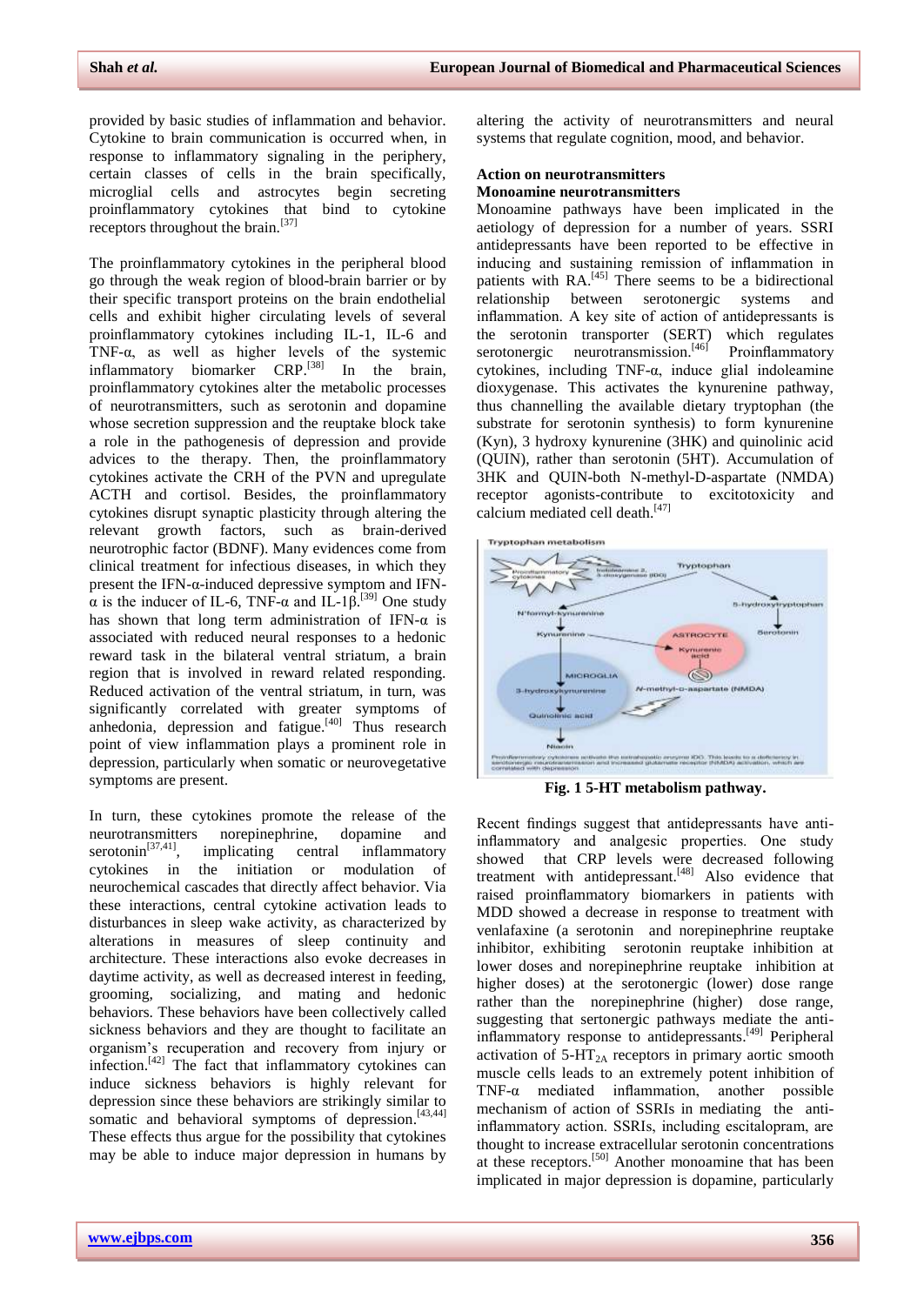provided by basic studies of inflammation and behavior. Cytokine to brain communication is occurred when, in response to inflammatory signaling in the periphery, certain classes of cells in the brain specifically, microglial cells and astrocytes begin secreting proinflammatory cytokines that bind to cytokine receptors throughout the brain.[37]

The proinflammatory cytokines in the peripheral blood go through the weak region of blood-brain barrier or by their specific transport proteins on the brain endothelial cells and exhibit higher circulating levels of several proinflammatory cytokines including IL-1, IL-6 and TNF-α, as well as higher levels of the systemic inflammatory biomarker CRP.[38] In the brain, proinflammatory cytokines alter the metabolic processes of neurotransmitters, such as serotonin and dopamine whose secretion suppression and the reuptake block take a role in the pathogenesis of depression and provide advices to the therapy. Then, the proinflammatory cytokines activate the CRH of the PVN and upregulate ACTH and cortisol. Besides, the proinflammatory cytokines disrupt synaptic plasticity through altering the relevant growth factors, such as brain-derived neurotrophic factor (BDNF). Many evidences come from clinical treatment for infectious diseases, in which they present the IFN-α-induced depressive symptom and IFN-α is the inducer of IL-6, TNF-α and IL-1β.[39] One study has shown that long term administration of IFN-α is associated with reduced neural responses to a hedonic reward task in the bilateral ventral striatum, a brain region that is involved in reward related responding. Reduced activation of the ventral striatum, in turn, was significantly correlated with greater symptoms of anhedonia, depression and fatigue.[40] Thus research point of view inflammation plays a prominent role in depression, particularly when somatic or neurovegetative symptoms are present.

In turn, these cytokines promote the release of the neurotransmitters norepinephrine, dopamine and serotonin[37,41], implicating central inflammatory cytokines in the initiation or modulation of neurochemical cascades that directly affect behavior. Via these interactions, central cytokine activation leads to disturbances in sleep wake activity, as characterized by alterations in measures of sleep continuity and architecture. These interactions also evoke decreases in daytime activity, as well as decreased interest in feeding, grooming, socializing, and mating and hedonic behaviors. These behaviors have been collectively called sickness behaviors and they are thought to facilitate an organism's recuperation and recovery from injury or infection.[42] The fact that inflammatory cytokines can induce sickness behaviors is highly relevant for depression since these behaviors are strikingly similar to somatic and behavioral symptoms of depression.[43,44] These effects thus argue for the possibility that cytokines may be able to induce major depression in humans by altering the activity of neurotransmitters and neural systems that regulate cognition, mood, and behavior.

## Action on neurotransmitters

### Monoamine neurotransmitters

Monoamine pathways have been implicated in the aetiology of depression for a number of years. SSRI antidepressants have been reported to be effective in inducing and sustaining remission of inflammation in patients with RA.[45] There seems to be a bidirectional relationship between serotonergic systems and inflammation. A key site of action of antidepressants is the serotonin transporter (SERT) which regulates serotonergic neurotransmission.[46] Proinflammatory cytokines, including TNF-α, induce glial indoleamine dioxygenase. This activates the kynurenine pathway, thus channelling the available dietary tryptophan (the substrate for serotonin synthesis) to form kynurenine (Kyn), 3 hydroxy kynurenine (3HK) and quinolinic acid (QUIN), rather than serotonin (5HT). Accumulation of 3HK and QUIN-both N-methyl-D-aspartate (NMDA) receptor agonists-contribute to excitotoxicity and calcium mediated cell death.[47]

**Fig. 1 5-HT metabolism pathway.**

Recent findings suggest that antidepressants have anti-inflammatory and analgesic properties. One study showed that CRP levels were decreased following treatment with antidepressant.[48] Also evidence that raised proinflammatory biomarkers in patients with MDD showed a decrease in response to treatment with venlafaxine (a serotonin and norepinephrine reuptake inhibitor, exhibiting serotonin reuptake inhibition at lower doses and norepinephrine reuptake inhibition at higher doses) at the serotonergic (lower) dose range rather than the norepinephrine (higher) dose range, suggesting that sertonergic pathways mediate the anti-inflammatory response to antidepressants.[49] Peripheral activation of $5\text{-}HT_{2A}$ receptors in primary aortic smooth muscle cells leads to an extremely potent inhibition of TNF-α mediated inflammation, another possible mechanism of action of SSRIs in mediating the anti-inflammatory action. SSRIs, including escitalopram, are thought to increase extracellular serotonin concentrations at these receptors.[50] Another monoamine that has been implicated in major depression is dopamine, particularly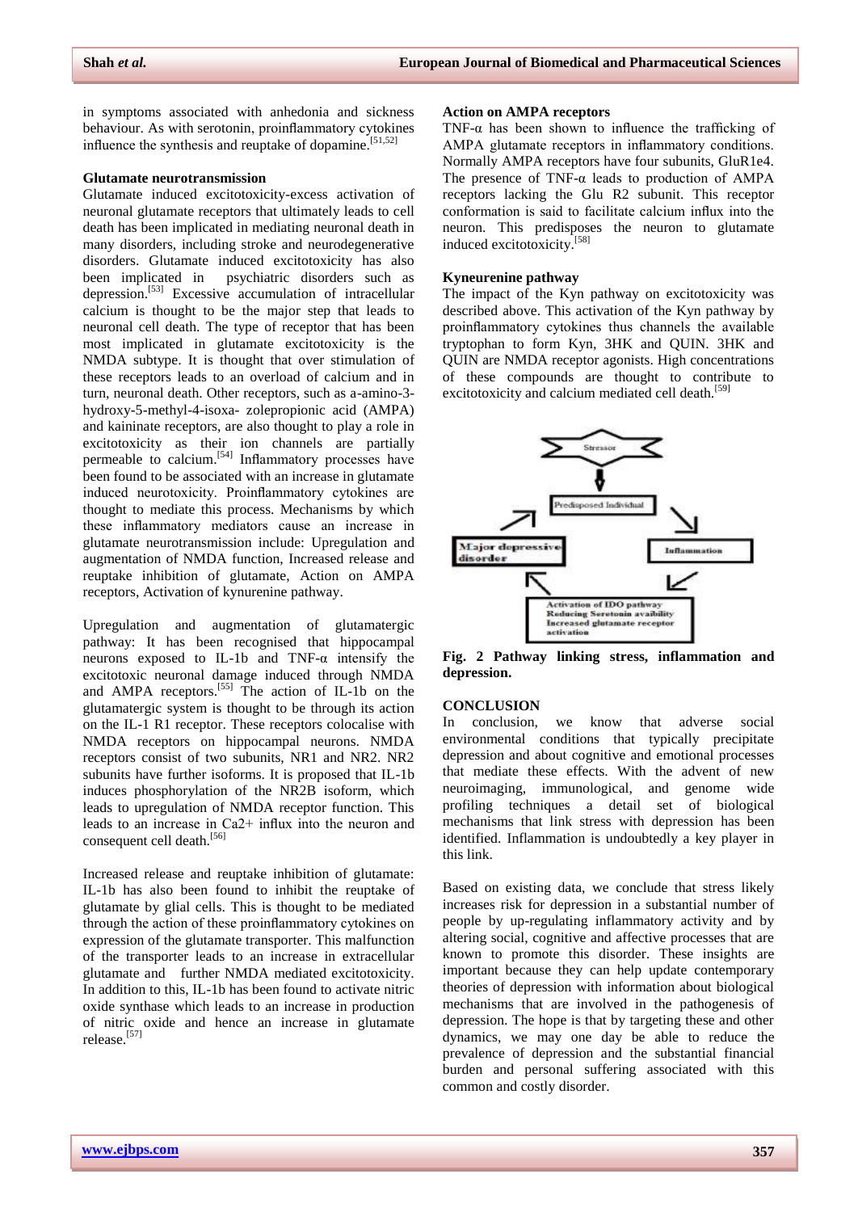in symptoms associated with anhedonia and sickness behaviour. As with serotonin, proinflammatory cytokines influence the synthesis and reuptake of dopamine.[51,52]

### Glutamate neurotransmission

Glutamate induced excitotoxicity-excess activation of neuronal glutamate receptors that ultimately leads to cell death has been implicated in mediating neuronal death in many disorders, including stroke and neurodegenerative disorders. Glutamate induced excitotoxicity has also been implicated in psychiatric disorders such as depression.[53] Excessive accumulation of intracellular calcium is thought to be the major step that leads to neuronal cell death. The type of receptor that has been most implicated in glutamate excitotoxicity is the NMDA subtype. It is thought that over stimulation of these receptors leads to an overload of calcium and in turn, neuronal death. Other receptors, such as a-amino-3-hydroxy-5-methyl-4-isoxa- zolepropionic acid (AMPA) and kaininate receptors, are also thought to play a role in excitotoxicity as their ion channels are partially permeable to calcium.[54] Inflammatory processes have been found to be associated with an increase in glutamate induced neurotoxicity. Proinflammatory cytokines are thought to mediate this process. Mechanisms by which these inflammatory mediators cause an increase in glutamate neurotransmission include: Upregulation and augmentation of NMDA function, Increased release and reuptake inhibition of glutamate, Action on AMPA receptors, Activation of kynurenine pathway.

Upregulation and augmentation of glutamatergic pathway: It has been recognised that hippocampal neurons exposed to IL-1b and TNF-α intensify the excitotoxic neuronal damage induced through NMDA and AMPA receptors.[55] The action of IL-1b on the glutamatergic system is thought to be through its action on the IL-1 R1 receptor. These receptors colocalise with NMDA receptors on hippocampal neurons. NMDA receptors consist of two subunits, NR1 and NR2. NR2 subunits have further isoforms. It is proposed that IL-1b induces phosphorylation of the NR2B isoform, which leads to upregulation of NMDA receptor function. This leads to an increase in Ca2+ influx into the neuron and consequent cell death.[56]

Increased release and reuptake inhibition of glutamate: IL-1b has also been found to inhibit the reuptake of glutamate by glial cells. This is thought to be mediated through the action of these proinflammatory cytokines on expression of the glutamate transporter. This malfunction of the transporter leads to an increase in extracellular glutamate and further NMDA mediated excitotoxicity. In addition to this, IL-1b has been found to activate nitric oxide synthase which leads to an increase in production of nitric oxide and hence an increase in glutamate release.[57]

### Action on AMPA receptors

TNF-α has been shown to influence the trafficking of AMPA glutamate receptors in inflammatory conditions. Normally AMPA receptors have four subunits, GluR1e4. The presence of TNF-α leads to production of AMPA receptors lacking the Glu R2 subunit. This receptor conformation is said to facilitate calcium influx into the neuron. This predisposes the neuron to glutamate induced excitotoxicity.[58]

### Kyneurenine pathway

The impact of the Kyn pathway on excitotoxicity was described above. This activation of the Kyn pathway by proinflammatory cytokines thus channels the available tryptophan to form Kyn, 3HK and QUIN. 3HK and QUIN are NMDA receptor agonists. High concentrations of these compounds are thought to contribute to excitotoxicity and calcium mediated cell death.[59]

**Fig. 2 Pathway linking stress, inflammation and depression.**

## CONCLUSION

In conclusion, we know that adverse social environmental conditions that typically precipitate depression and about cognitive and emotional processes that mediate these effects. With the advent of new neuroimaging, immunological, and genome wide profiling techniques a detail set of biological mechanisms that link stress with depression has been identified. Inflammation is undoubtedly a key player in this link.

Based on existing data, we conclude that stress likely increases risk for depression in a substantial number of people by up-regulating inflammatory activity and by altering social, cognitive and affective processes that are known to promote this disorder. These insights are important because they can help update contemporary theories of depression with information about biological mechanisms that are involved in the pathogenesis of depression. The hope is that by targeting these and other dynamics, we may one day be able to reduce the prevalence of depression and the substantial financial burden and personal suffering associated with this common and costly disorder.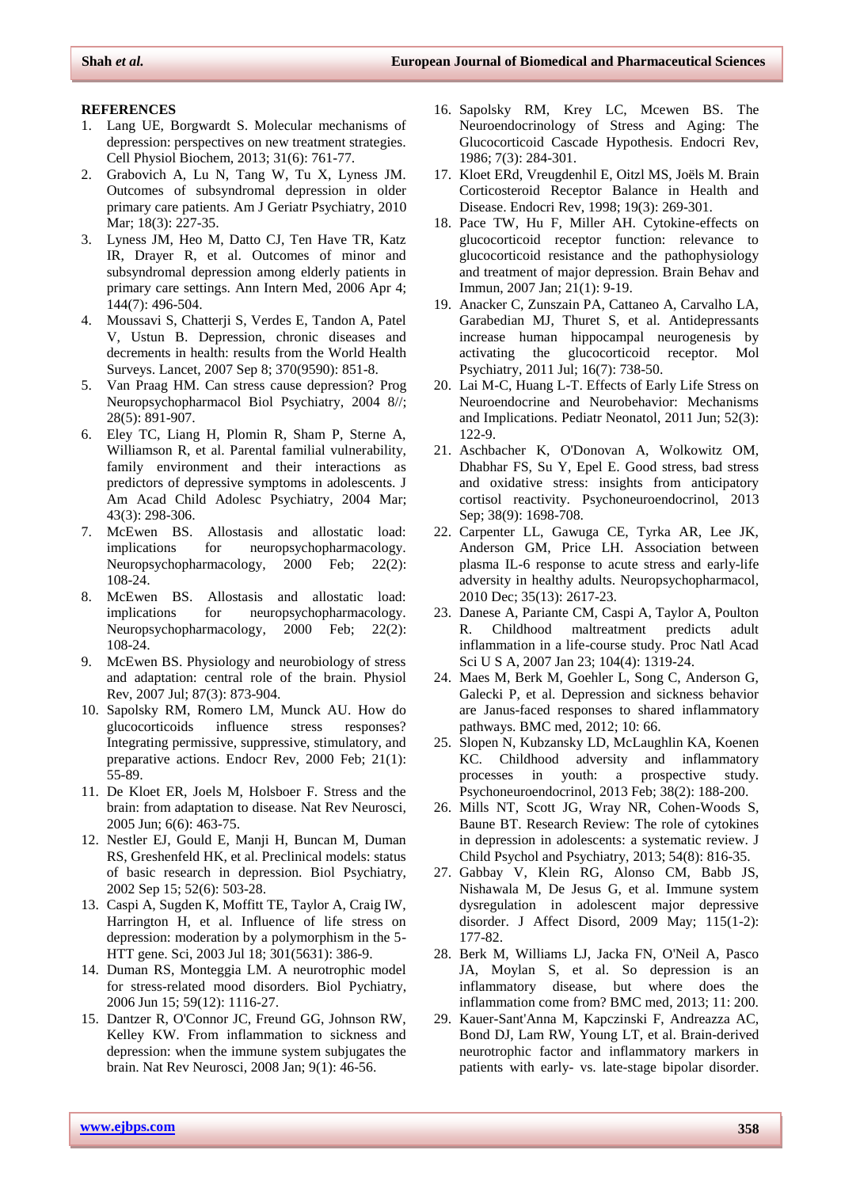## REFERENCES

1. Lang UE, Borgwardt S. Molecular mechanisms of depression: perspectives on new treatment strategies. Cell Physiol Biochem, 2013; 31(6): 761-77.
2. Grabovich A, Lu N, Tang W, Tu X, Lyness JM. Outcomes of subsyndromal depression in older primary care patients. Am J Geriatr Psychiatry, 2010 Mar; 18(3): 227-35.
3. Lyness JM, Heo M, Datto CJ, Ten Have TR, Katz IR, Drayer R, et al. Outcomes of minor and subsyndromal depression among elderly patients in primary care settings. Ann Intern Med, 2006 Apr 4; 144(7): 496-504.
4. Moussavi S, Chatterji S, Verdes E, Tandon A, Patel V, Ustun B. Depression, chronic diseases and decrements in health: results from the World Health Surveys. Lancet, 2007 Sep 8; 370(9590): 851-8.
5. Van Praag HM. Can stress cause depression? Prog Neuropsychopharmacol Biol Psychiatry, 2004 8//; 28(5): 891-907.
6. Eley TC, Liang H, Plomin R, Sham P, Sterne A, Williamson R, et al. Parental familial vulnerability, family environment and their interactions as predictors of depressive symptoms in adolescents. J Am Acad Child Adolesc Psychiatry, 2004 Mar; 43(3): 298-306.
7. McEwen BS. Allostasis and allostatic load: implications for neuropsychopharmacology. Neuropsychopharmacology, 2000 Feb; 22(2): 108-24.
8. McEwen BS. Allostasis and allostatic load: implications for neuropsychopharmacology. Neuropsychopharmacology, 2000 Feb; 22(2): 108-24.
9. McEwen BS. Physiology and neurobiology of stress and adaptation: central role of the brain. Physiol Rev, 2007 Jul; 87(3): 873-904.
10. Sapolsky RM, Romero LM, Munck AU. How do glucocorticoids influence stress responses? Integrating permissive, suppressive, stimulatory, and preparative actions. Endocr Rev, 2000 Feb; 21(1): 55-89.
11. De Kloet ER, Joels M, Holsboer F. Stress and the brain: from adaptation to disease. Nat Rev Neurosci, 2005 Jun; 6(6): 463-75.
12. Nestler EJ, Gould E, Manji H, Buncan M, Duman RS, Greshenfeld HK, et al. Preclinical models: status of basic research in depression. Biol Psychiatry, 2002 Sep 15; 52(6): 503-28.
13. Caspi A, Sugden K, Moffitt TE, Taylor A, Craig IW, Harrington H, et al. Influence of life stress on depression: moderation by a polymorphism in the 5-HTT gene. Sci, 2003 Jul 18; 301(5631): 386-9.
14. Duman RS, Monteggia LM. A neurotrophic model for stress-related mood disorders. Biol Pychiatry, 2006 Jun 15; 59(12): 1116-27.
15. Dantzer R, O'Connor JC, Freund GG, Johnson RW, Kelley KW. From inflammation to sickness and depression: when the immune system subjugates the brain. Nat Rev Neurosci, 2008 Jan; 9(1): 46-56.
16. Sapolsky RM, Krey LC, Mcewen BS. The Neuroendocrinology of Stress and Aging: The Glucocorticoid Cascade Hypothesis. Endocri Rev, 1986; 7(3): 284-301.
17. Kloet ERd, Vreugdenhil E, Oitzl MS, Joëls M. Brain Corticosteroid Receptor Balance in Health and Disease. Endocri Rev, 1998; 19(3): 269-301.
18. Pace TW, Hu F, Miller AH. Cytokine-effects on glucocorticoid receptor function: relevance to glucocorticoid resistance and the pathophysiology and treatment of major depression. Brain Behav and Immun, 2007 Jan; 21(1): 9-19.
19. Anacker C, Zunszain PA, Cattaneo A, Carvalho LA, Garabedian MJ, Thuret S, et al. Antidepressants increase human hippocampal neurogenesis by activating the glucocorticoid receptor. Mol Psychiatry, 2011 Jul; 16(7): 738-50.
20. Lai M-C, Huang L-T. Effects of Early Life Stress on Neuroendocrine and Neurobehavior: Mechanisms and Implications. Pediatr Neonatol, 2011 Jun; 52(3): 122-9.
21. Aschbacher K, O'Donovan A, Wolkowitz OM, Dhabhar FS, Su Y, Epel E. Good stress, bad stress and oxidative stress: insights from anticipatory cortisol reactivity. Psychoneuroendocrinol, 2013 Sep; 38(9): 1698-708.
22. Carpenter LL, Gawuga CE, Tyrka AR, Lee JK, Anderson GM, Price LH. Association between plasma IL-6 response to acute stress and early-life adversity in healthy adults. Neuropsychopharmacol, 2010 Dec; 35(13): 2617-23.
23. Danese A, Pariante CM, Caspi A, Taylor A, Poulton R. Childhood maltreatment predicts adult inflammation in a life-course study. Proc Natl Acad Sci U S A, 2007 Jan 23; 104(4): 1319-24.
24. Maes M, Berk M, Goehler L, Song C, Anderson G, Galecki P, et al. Depression and sickness behavior are Janus-faced responses to shared inflammatory pathways. BMC med, 2012; 10: 66.
25. Slopen N, Kubzansky LD, McLaughlin KA, Koenen KC. Childhood adversity and inflammatory processes in youth: a prospective study. Psychoneuroendocrinol, 2013 Feb; 38(2): 188-200.
26. Mills NT, Scott JG, Wray NR, Cohen-Woods S, Baune BT. Research Review: The role of cytokines in depression in adolescents: a systematic review. J Child Psychol and Psychiatry, 2013; 54(8): 816-35.
27. Gabbay V, Klein RG, Alonso CM, Babb JS, Nishawala M, De Jesus G, et al. Immune system dysregulation in adolescent major depressive disorder. J Affect Disord, 2009 May; 115(1-2): 177-82.
28. Berk M, Williams LJ, Jacka FN, O'Neil A, Pasco JA, Moylan S, et al. So depression is an inflammatory disease, but where does the inflammation come from? BMC med, 2013; 11: 200.
29. Kauer-Sant'Anna M, Kapczinski F, Andreazza AC, Bond DJ, Lam RW, Young LT, et al. Brain-derived neurotrophic factor and inflammatory markers in patients with early- vs. late-stage bipolar disorder.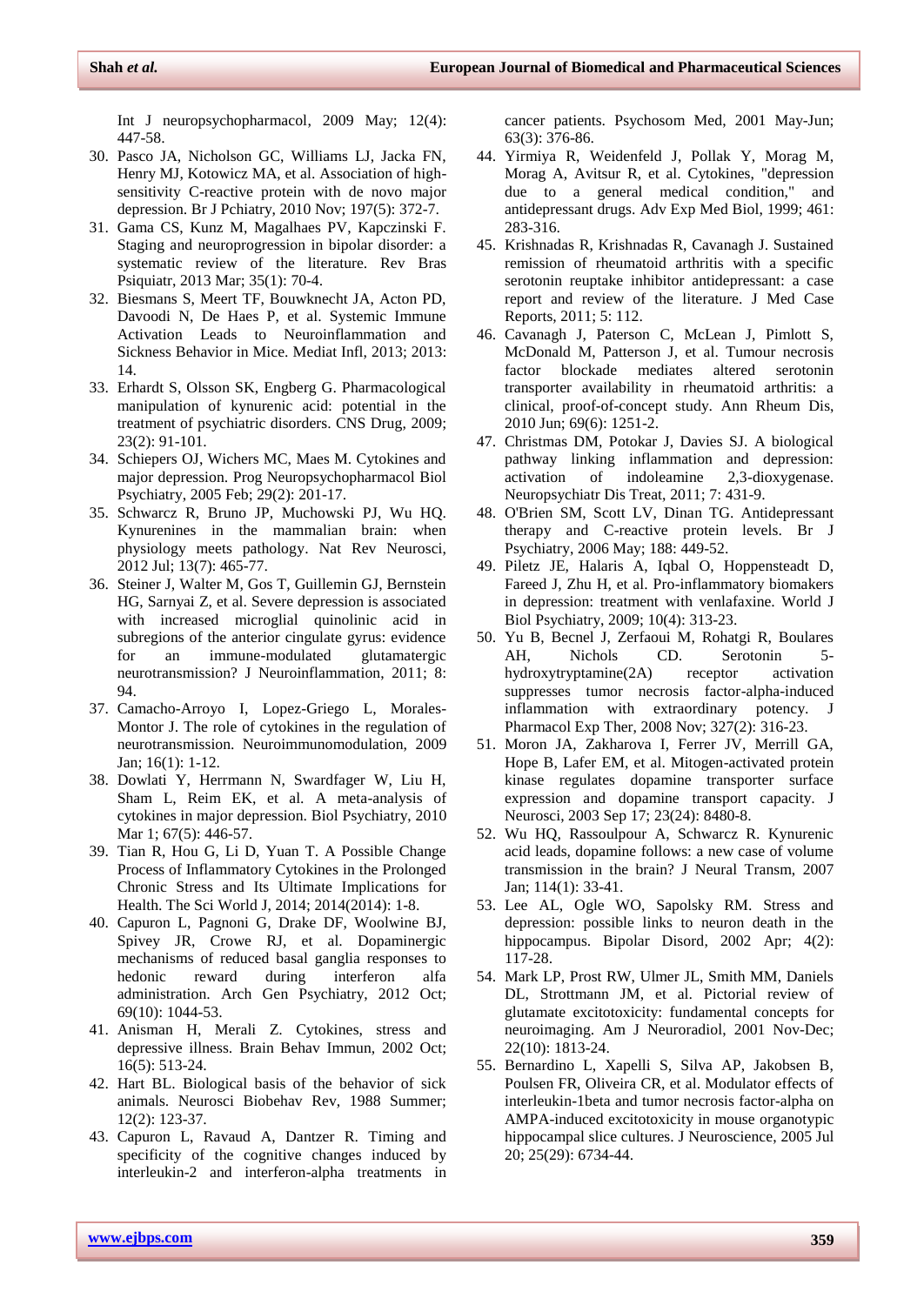Int J neuropsychopharmacol, 2009 May; 12(4): 447-58.

30. Pasco JA, Nicholson GC, Williams LJ, Jacka FN, Henry MJ, Kotowicz MA, et al. Association of high-sensitivity C-reactive protein with de novo major depression. Br J Pchiatry, 2010 Nov; 197(5): 372-7.
31. Gama CS, Kunz M, Magalhaes PV, Kapczinski F. Staging and neuroprogression in bipolar disorder: a systematic review of the literature. Rev Bras Psiquiatr, 2013 Mar; 35(1): 70-4.
32. Biesmans S, Meert TF, Bouwknecht JA, Acton PD, Davoodi N, De Haes P, et al. Systemic Immune Activation Leads to Neuroinflammation and Sickness Behavior in Mice. Mediat Infl, 2013; 2013: 14.
33. Erhardt S, Olsson SK, Engberg G. Pharmacological manipulation of kynurenic acid: potential in the treatment of psychiatric disorders. CNS Drug, 2009; 23(2): 91-101.
34. Schiepers OJ, Wichers MC, Maes M. Cytokines and major depression. Prog Neuropsychopharmacol Biol Psychiatry, 2005 Feb; 29(2): 201-17.
35. Schwarcz R, Bruno JP, Muchowski PJ, Wu HQ. Kynurenines in the mammalian brain: when physiology meets pathology. Nat Rev Neurosci, 2012 Jul; 13(7): 465-77.
36. Steiner J, Walter M, Gos T, Guillemin GJ, Bernstein HG, Sarnyai Z, et al. Severe depression is associated with increased microglial quinolinic acid in subregions of the anterior cingulate gyrus: evidence for an immune-modulated glutamatergic neurotransmission? J Neuroinflammation, 2011; 8: 94.
37. Camacho-Arroyo I, Lopez-Griego L, Morales-Montor J. The role of cytokines in the regulation of neurotransmission. Neuroimmunomodulation, 2009 Jan; 16(1): 1-12.
38. Dowlati Y, Herrmann N, Swardfager W, Liu H, Sham L, Reim EK, et al. A meta-analysis of cytokines in major depression. Biol Psychiatry, 2010 Mar 1; 67(5): 446-57.
39. Tian R, Hou G, Li D, Yuan T. A Possible Change Process of Inflammatory Cytokines in the Prolonged Chronic Stress and Its Ultimate Implications for Health. The Sci World J, 2014; 2014(2014): 1-8.
40. Capuron L, Pagnoni G, Drake DF, Woolwine BJ, Spivey JR, Crowe RJ, et al. Dopaminergic mechanisms of reduced basal ganglia responses to hedonic reward during interferon alfa administration. Arch Gen Psychiatry, 2012 Oct; 69(10): 1044-53.
41. Anisman H, Merali Z. Cytokines, stress and depressive illness. Brain Behav Immun, 2002 Oct; 16(5): 513-24.
42. Hart BL. Biological basis of the behavior of sick animals. Neurosci Biobehav Rev, 1988 Summer; 12(2): 123-37.
43. Capuron L, Ravaud A, Dantzer R. Timing and specificity of the cognitive changes induced by interleukin-2 and interferon-alpha treatments in cancer patients. Psychosom Med, 2001 May-Jun; 63(3): 376-86.
44. Yirmiya R, Weidenfeld J, Pollak Y, Morag M, Morag A, Avitsur R, et al. Cytokines, "depression due to a general medical condition," and antidepressant drugs. Adv Exp Med Biol, 1999; 461: 283-316.
45. Krishnadas R, Krishnadas R, Cavanagh J. Sustained remission of rheumatoid arthritis with a specific serotonin reuptake inhibitor antidepressant: a case report and review of the literature. J Med Case Reports, 2011; 5: 112.
46. Cavanagh J, Paterson C, McLean J, Pimlott S, McDonald M, Patterson J, et al. Tumour necrosis factor blockade mediates altered serotonin transporter availability in rheumatoid arthritis: a clinical, proof-of-concept study. Ann Rheum Dis, 2010 Jun; 69(6): 1251-2.
47. Christmas DM, Potokar J, Davies SJ. A biological pathway linking inflammation and depression: activation of indoleamine 2,3-dioxygenase. Neuropsychiatr Dis Treat, 2011; 7: 431-9.
48. O'Brien SM, Scott LV, Dinan TG. Antidepressant therapy and C-reactive protein levels. Br J Psychiatry, 2006 May; 188: 449-52.
49. Piletz JE, Halaris A, Iqbal O, Hoppensteadt D, Fareed J, Zhu H, et al. Pro-inflammatory biomakers in depression: treatment with venlafaxine. World J Biol Psychiatry, 2009; 10(4): 313-23.
50. Yu B, Becnel J, Zerfaoui M, Rohatgi R, Boulares AH, Nichols CD. Serotonin 5-hydroxytryptamine(2A) receptor activation suppresses tumor necrosis factor-alpha-induced inflammation with extraordinary potency. J Pharmacol Exp Ther, 2008 Nov; 327(2): 316-23.
51. Moron JA, Zakharova I, Ferrer JV, Merrill GA, Hope B, Lafer EM, et al. Mitogen-activated protein kinase regulates dopamine transporter surface expression and dopamine transport capacity. J Neurosci, 2003 Sep 17; 23(24): 8480-8.
52. Wu HQ, Rassoulpour A, Schwarcz R. Kynurenic acid leads, dopamine follows: a new case of volume transmission in the brain? J Neural Transm, 2007 Jan; 114(1): 33-41.
53. Lee AL, Ogle WO, Sapolsky RM. Stress and depression: possible links to neuron death in the hippocampus. Bipolar Disord, 2002 Apr; 4(2): 117-28.
54. Mark LP, Prost RW, Ulmer JL, Smith MM, Daniels DL, Strottmann JM, et al. Pictorial review of glutamate excitotoxicity: fundamental concepts for neuroimaging. Am J Neuroradiol, 2001 Nov-Dec; 22(10): 1813-24.
55. Bernardino L, Xapelli S, Silva AP, Jakobsen B, Poulsen FR, Oliveira CR, et al. Modulator effects of interleukin-1beta and tumor necrosis factor-alpha on AMPA-induced excitotoxicity in mouse organotypic hippocampal slice cultures. J Neuroscience, 2005 Jul 20; 25(29): 6734-44.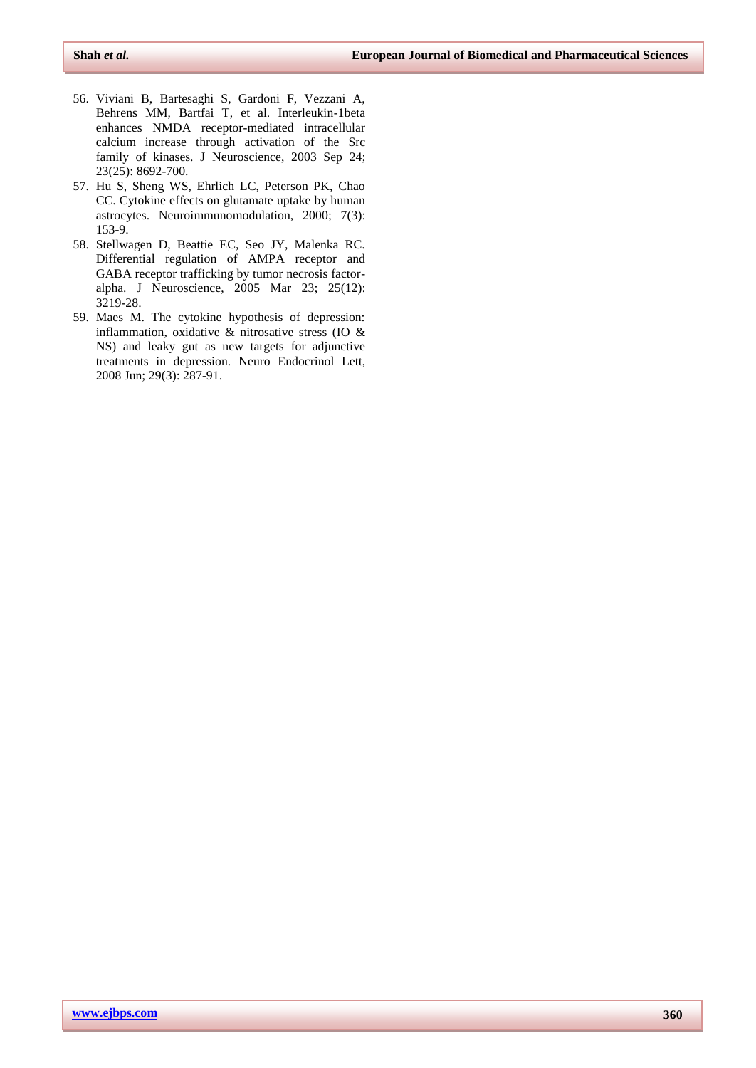56. Viviani B, Bartesaghi S, Gardoni F, Vezzani A, Behrens MM, Bartfai T, et al. Interleukin-1beta enhances NMDA receptor-mediated intracellular calcium increase through activation of the Src family of kinases. J Neuroscience, 2003 Sep 24; 23(25): 8692-700.
57. Hu S, Sheng WS, Ehrlich LC, Peterson PK, Chao CC. Cytokine effects on glutamate uptake by human astrocytes. Neuroimmunomodulation, 2000; 7(3): 153-9.
58. Stellwagen D, Beattie EC, Seo JY, Malenka RC. Differential regulation of AMPA receptor and GABA receptor trafficking by tumor necrosis factor-alpha. J Neuroscience, 2005 Mar 23; 25(12): 3219-28.
59. Maes M. The cytokine hypothesis of depression: inflammation, oxidative & nitrosative stress (IO & NS) and leaky gut as new targets for adjunctive treatments in depression. Neuro Endocrinol Lett, 2008 Jun; 29(3): 287-91.